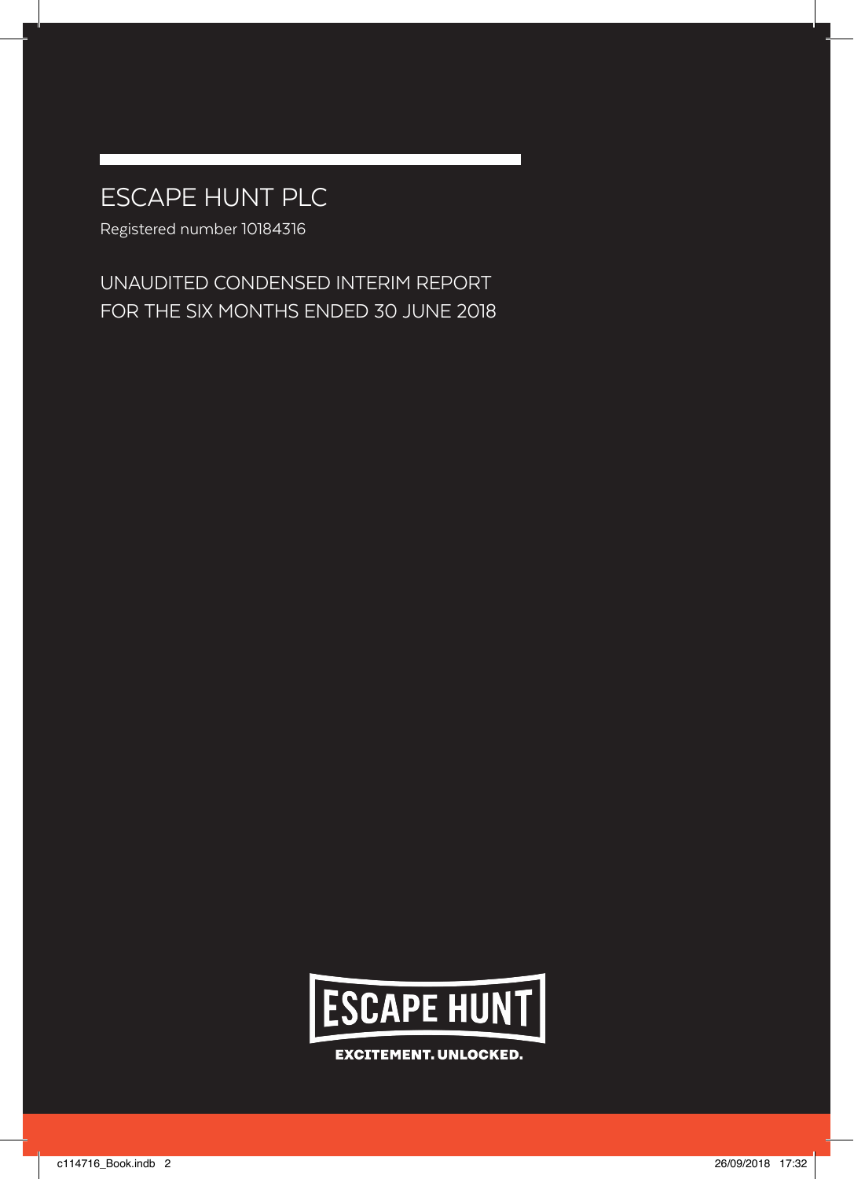# ESCAPE HUNT PLC

Registered number 10184316

## UNAUDITED CONDENSED INTERIM REPORT FOR THE SIX MONTHS ENDED 30 JUNE 2018

ESCAPE HUNT

EXCITEMENT. UNLOCKED.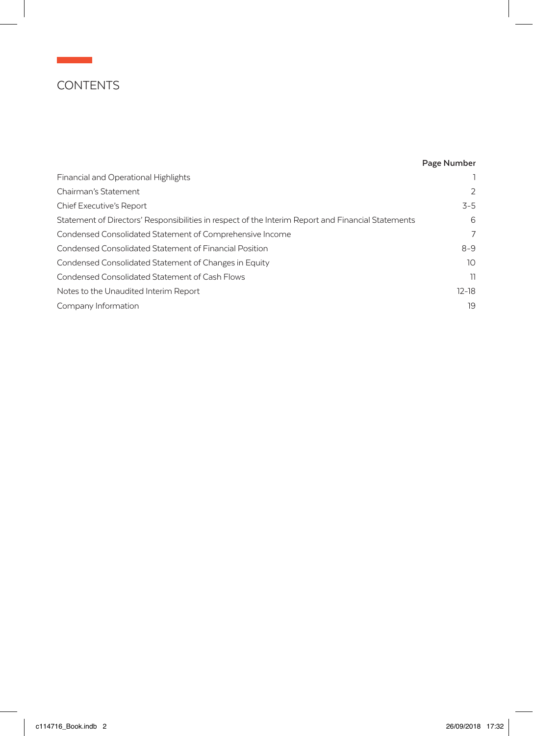# CONTENTS

| | Page Number |
|---|---|
| Financial and Operational Highlights | 1 |
| Chairman's Statement | 2 |
| Chief Executive's Report | 3-5 |
| Statement of Directors' Responsibilities in respect of the Interim Report and Financial Statements | 6 |
| Condensed Consolidated Statement of Comprehensive Income | 7 |
| Condensed Consolidated Statement of Financial Position | 8-9 |
| Condensed Consolidated Statement of Changes in Equity | 10 |
| Condensed Consolidated Statement of Cash Flows | 11 |
| Notes to the Unaudited Interim Report | 12-18 |
| Company Information | 19 |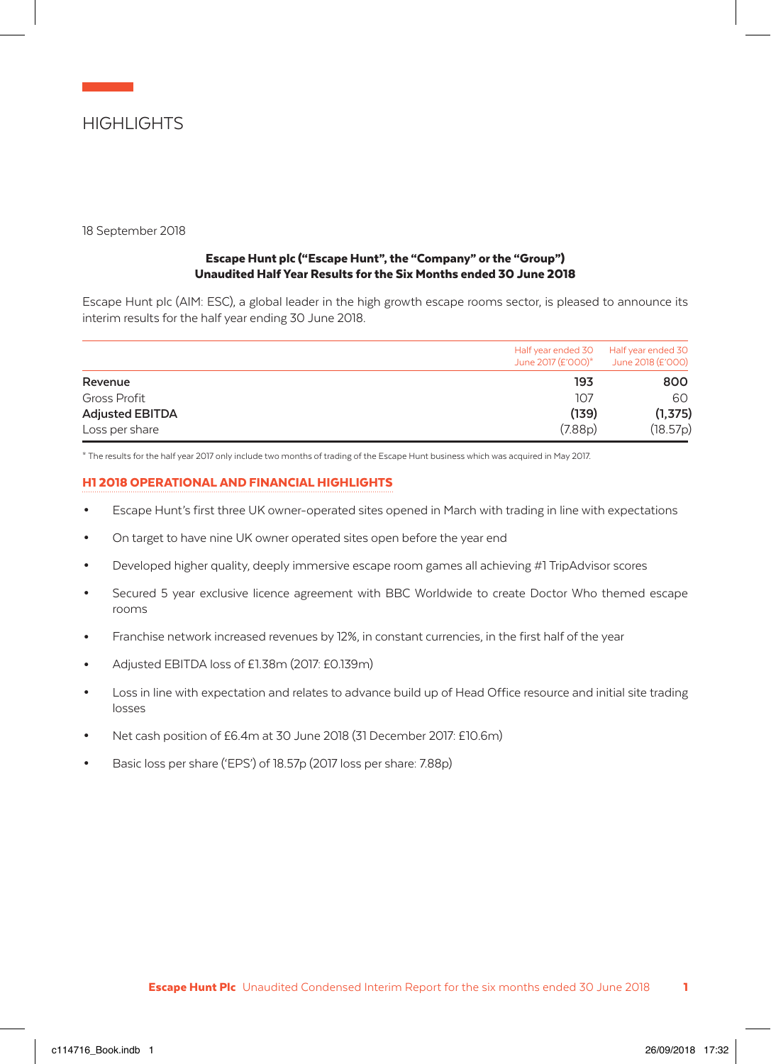# HIGHLIGHTS

18 September 2018

**Escape Hunt plc ("Escape Hunt", the "Company" or the "Group")**
**Unaudited Half Year Results for the Six Months ended 30 June 2018**

Escape Hunt plc (AIM: ESC), a global leader in the high growth escape rooms sector, is pleased to announce its interim results for the half year ending 30 June 2018.

| | Half year ended 30 June 2017 (£'000)* | Half year ended 30 June 2018 (£'000) |
|---|---|---|
| **Revenue** | **193** | **800** |
| Gross Profit | 107 | 60 |
| **Adjusted EBITDA** | **(139)** | **(1,375)** |
| Loss per share | (7.88p) | (18.57p) |

* The results for the half year 2017 only include two months of trading of the Escape Hunt business which was acquired in May 2017.

## H1 2018 OPERATIONAL AND FINANCIAL HIGHLIGHTS

- Escape Hunt's first three UK owner-operated sites opened in March with trading in line with expectations
- On target to have nine UK owner operated sites open before the year end
- Developed higher quality, deeply immersive escape room games all achieving #1 TripAdvisor scores
- Secured 5 year exclusive licence agreement with BBC Worldwide to create Doctor Who themed escape rooms
- Franchise network increased revenues by 12%, in constant currencies, in the first half of the year
- Adjusted EBITDA loss of £1.38m (2017: £0.139m)
- Loss in line with expectation and relates to advance build up of Head Office resource and initial site trading losses
- Net cash position of £6.4m at 30 June 2018 (31 December 2017: £10.6m)
- Basic loss per share ('EPS') of 18.57p (2017 loss per share: 7.88p)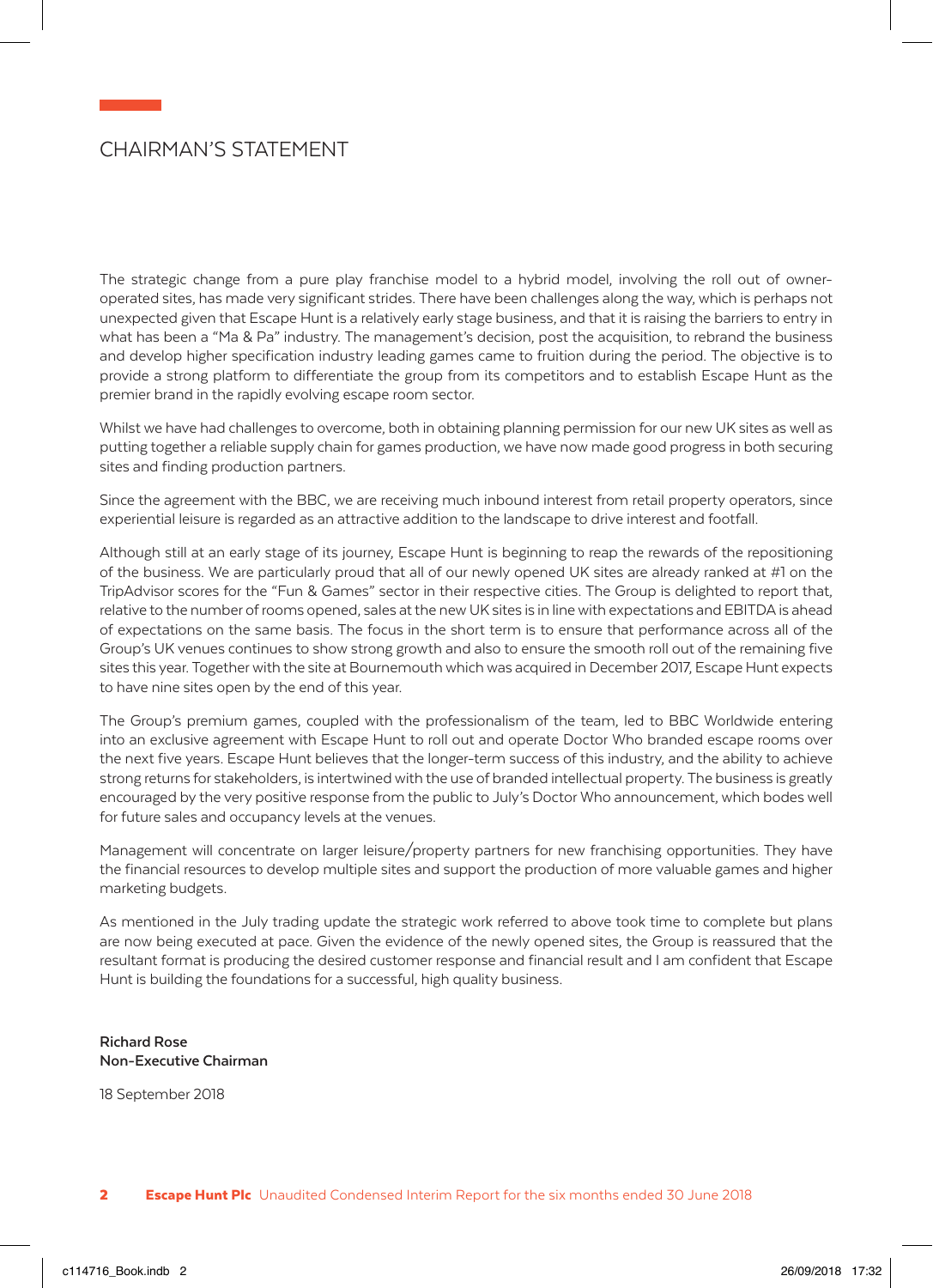# CHAIRMAN'S STATEMENT

The strategic change from a pure play franchise model to a hybrid model, involving the roll out of owner-operated sites, has made very significant strides. There have been challenges along the way, which is perhaps not unexpected given that Escape Hunt is a relatively early stage business, and that it is raising the barriers to entry in what has been a "Ma & Pa" industry. The management's decision, post the acquisition, to rebrand the business and develop higher specification industry leading games came to fruition during the period. The objective is to provide a strong platform to differentiate the group from its competitors and to establish Escape Hunt as the premier brand in the rapidly evolving escape room sector.

Whilst we have had challenges to overcome, both in obtaining planning permission for our new UK sites as well as putting together a reliable supply chain for games production, we have now made good progress in both securing sites and finding production partners.

Since the agreement with the BBC, we are receiving much inbound interest from retail property operators, since experiential leisure is regarded as an attractive addition to the landscape to drive interest and footfall.

Although still at an early stage of its journey, Escape Hunt is beginning to reap the rewards of the repositioning of the business. We are particularly proud that all of our newly opened UK sites are already ranked at #1 on the TripAdvisor scores for the "Fun & Games" sector in their respective cities. The Group is delighted to report that, relative to the number of rooms opened, sales at the new UK sites is in line with expectations and EBITDA is ahead of expectations on the same basis. The focus in the short term is to ensure that performance across all of the Group's UK venues continues to show strong growth and also to ensure the smooth roll out of the remaining five sites this year. Together with the site at Bournemouth which was acquired in December 2017, Escape Hunt expects to have nine sites open by the end of this year.

The Group's premium games, coupled with the professionalism of the team, led to BBC Worldwide entering into an exclusive agreement with Escape Hunt to roll out and operate Doctor Who branded escape rooms over the next five years. Escape Hunt believes that the longer-term success of this industry, and the ability to achieve strong returns for stakeholders, is intertwined with the use of branded intellectual property. The business is greatly encouraged by the very positive response from the public to July's Doctor Who announcement, which bodes well for future sales and occupancy levels at the venues.

Management will concentrate on larger leisure/property partners for new franchising opportunities. They have the financial resources to develop multiple sites and support the production of more valuable games and higher marketing budgets.

As mentioned in the July trading update the strategic work referred to above took time to complete but plans are now being executed at pace. Given the evidence of the newly opened sites, the Group is reassured that the resultant format is producing the desired customer response and financial result and I am confident that Escape Hunt is building the foundations for a successful, high quality business.

**Richard Rose**
**Non-Executive Chairman**

18 September 2018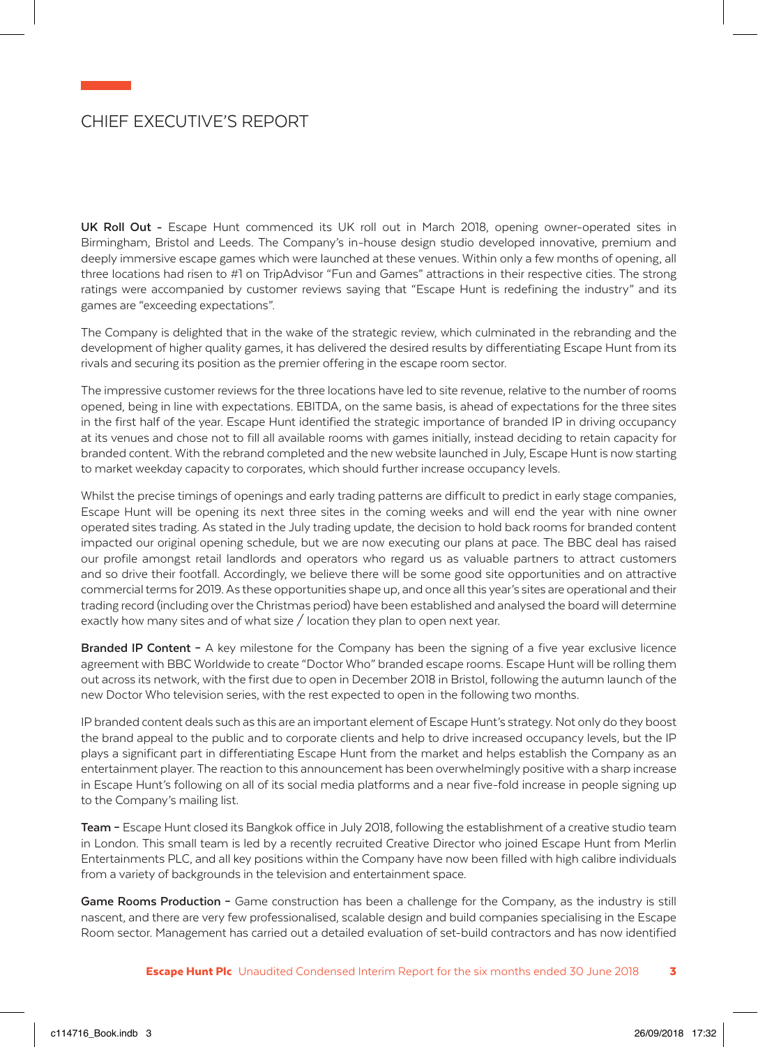# CHIEF EXECUTIVE'S REPORT

**UK Roll Out -** Escape Hunt commenced its UK roll out in March 2018, opening owner-operated sites in Birmingham, Bristol and Leeds. The Company's in-house design studio developed innovative, premium and deeply immersive escape games which were launched at these venues. Within only a few months of opening, all three locations had risen to #1 on TripAdvisor "Fun and Games" attractions in their respective cities. The strong ratings were accompanied by customer reviews saying that "Escape Hunt is redefining the industry" and its games are "exceeding expectations".

The Company is delighted that in the wake of the strategic review, which culminated in the rebranding and the development of higher quality games, it has delivered the desired results by differentiating Escape Hunt from its rivals and securing its position as the premier offering in the escape room sector.

The impressive customer reviews for the three locations have led to site revenue, relative to the number of rooms opened, being in line with expectations. EBITDA, on the same basis, is ahead of expectations for the three sites in the first half of the year. Escape Hunt identified the strategic importance of branded IP in driving occupancy at its venues and chose not to fill all available rooms with games initially, instead deciding to retain capacity for branded content. With the rebrand completed and the new website launched in July, Escape Hunt is now starting to market weekday capacity to corporates, which should further increase occupancy levels.

Whilst the precise timings of openings and early trading patterns are difficult to predict in early stage companies, Escape Hunt will be opening its next three sites in the coming weeks and will end the year with nine owner operated sites trading. As stated in the July trading update, the decision to hold back rooms for branded content impacted our original opening schedule, but we are now executing our plans at pace. The BBC deal has raised our profile amongst retail landlords and operators who regard us as valuable partners to attract customers and so drive their footfall. Accordingly, we believe there will be some good site opportunities and on attractive commercial terms for 2019. As these opportunities shape up, and once all this year's sites are operational and their trading record (including over the Christmas period) have been established and analysed the board will determine exactly how many sites and of what size / location they plan to open next year.

**Branded IP Content –** A key milestone for the Company has been the signing of a five year exclusive licence agreement with BBC Worldwide to create "Doctor Who" branded escape rooms. Escape Hunt will be rolling them out across its network, with the first due to open in December 2018 in Bristol, following the autumn launch of the new Doctor Who television series, with the rest expected to open in the following two months.

IP branded content deals such as this are an important element of Escape Hunt's strategy. Not only do they boost the brand appeal to the public and to corporate clients and help to drive increased occupancy levels, but the IP plays a significant part in differentiating Escape Hunt from the market and helps establish the Company as an entertainment player. The reaction to this announcement has been overwhelmingly positive with a sharp increase in Escape Hunt's following on all of its social media platforms and a near five-fold increase in people signing up to the Company's mailing list.

**Team –** Escape Hunt closed its Bangkok office in July 2018, following the establishment of a creative studio team in London. This small team is led by a recently recruited Creative Director who joined Escape Hunt from Merlin Entertainments PLC, and all key positions within the Company have now been filled with high calibre individuals from a variety of backgrounds in the television and entertainment space.

**Game Rooms Production –** Game construction has been a challenge for the Company, as the industry is still nascent, and there are very few professionalised, scalable design and build companies specialising in the Escape Room sector. Management has carried out a detailed evaluation of set-build contractors and has now identified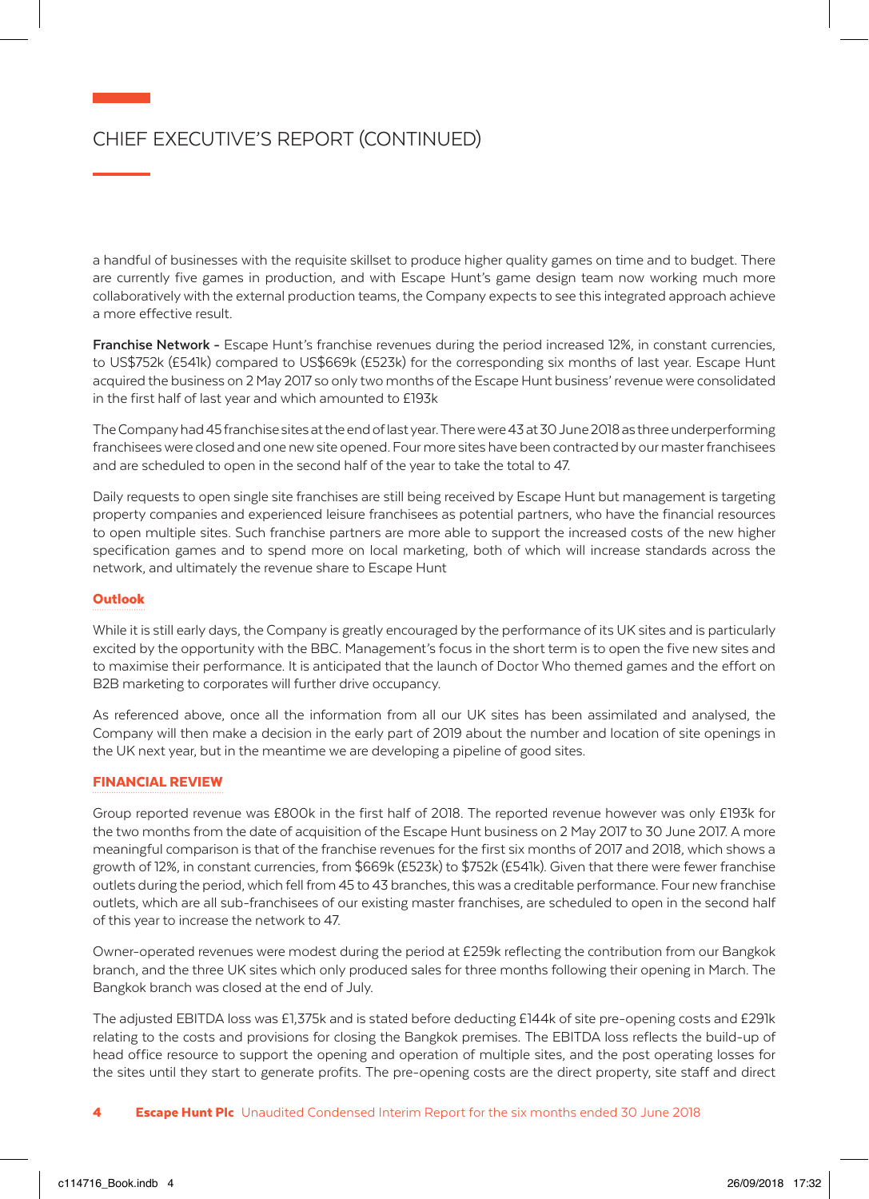# CHIEF EXECUTIVE'S REPORT (CONTINUED)

a handful of businesses with the requisite skillset to produce higher quality games on time and to budget. There are currently five games in production, and with Escape Hunt's game design team now working much more collaboratively with the external production teams, the Company expects to see this integrated approach achieve a more effective result.

**Franchise Network -** Escape Hunt's franchise revenues during the period increased 12%, in constant currencies, to US$752k (£541k) compared to US$669k (£523k) for the corresponding six months of last year. Escape Hunt acquired the business on 2 May 2017 so only two months of the Escape Hunt business' revenue were consolidated in the first half of last year and which amounted to £193k

The Company had 45 franchise sites at the end of last year. There were 43 at 30 June 2018 as three underperforming franchisees were closed and one new site opened. Four more sites have been contracted by our master franchisees and are scheduled to open in the second half of the year to take the total to 47.

Daily requests to open single site franchises are still being received by Escape Hunt but management is targeting property companies and experienced leisure franchisees as potential partners, who have the financial resources to open multiple sites. Such franchise partners are more able to support the increased costs of the new higher specification games and to spend more on local marketing, both of which will increase standards across the network, and ultimately the revenue share to Escape Hunt

## Outlook

While it is still early days, the Company is greatly encouraged by the performance of its UK sites and is particularly excited by the opportunity with the BBC. Management's focus in the short term is to open the five new sites and to maximise their performance. It is anticipated that the launch of Doctor Who themed games and the effort on B2B marketing to corporates will further drive occupancy.

As referenced above, once all the information from all our UK sites has been assimilated and analysed, the Company will then make a decision in the early part of 2019 about the number and location of site openings in the UK next year, but in the meantime we are developing a pipeline of good sites.

## FINANCIAL REVIEW

Group reported revenue was £800k in the first half of 2018. The reported revenue however was only £193k for the two months from the date of acquisition of the Escape Hunt business on 2 May 2017 to 30 June 2017. A more meaningful comparison is that of the franchise revenues for the first six months of 2017 and 2018, which shows a growth of 12%, in constant currencies, from $669k (£523k) to $752k (£541k). Given that there were fewer franchise outlets during the period, which fell from 45 to 43 branches, this was a creditable performance. Four new franchise outlets, which are all sub-franchisees of our existing master franchises, are scheduled to open in the second half of this year to increase the network to 47.

Owner-operated revenues were modest during the period at £259k reflecting the contribution from our Bangkok branch, and the three UK sites which only produced sales for three months following their opening in March. The Bangkok branch was closed at the end of July.

The adjusted EBITDA loss was £1,375k and is stated before deducting £144k of site pre-opening costs and £291k relating to the costs and provisions for closing the Bangkok premises. The EBITDA loss reflects the build-up of head office resource to support the opening and operation of multiple sites, and the post operating losses for the sites until they start to generate profits. The pre-opening costs are the direct property, site staff and direct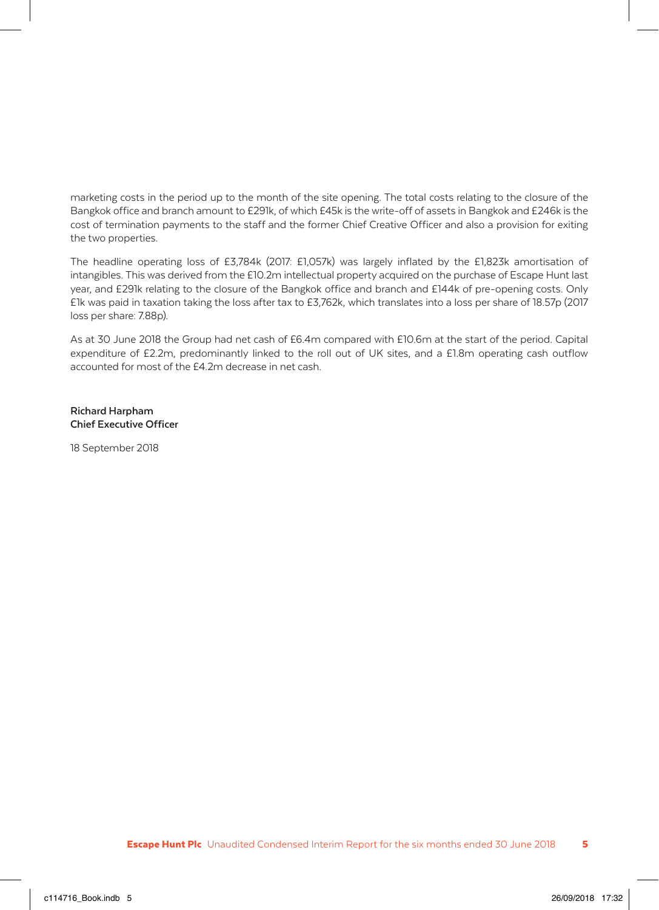marketing costs in the period up to the month of the site opening. The total costs relating to the closure of the Bangkok office and branch amount to £291k, of which £45k is the write-off of assets in Bangkok and £246k is the cost of termination payments to the staff and the former Chief Creative Officer and also a provision for exiting the two properties.

The headline operating loss of £3,784k (2017: £1,057k) was largely inflated by the £1,823k amortisation of intangibles. This was derived from the £10.2m intellectual property acquired on the purchase of Escape Hunt last year, and £291k relating to the closure of the Bangkok office and branch and £144k of pre-opening costs. Only £1k was paid in taxation taking the loss after tax to £3,762k, which translates into a loss per share of 18.57p (2017 loss per share: 7.88p).

As at 30 June 2018 the Group had net cash of £6.4m compared with £10.6m at the start of the period. Capital expenditure of £2.2m, predominantly linked to the roll out of UK sites, and a £1.8m operating cash outflow accounted for most of the £4.2m decrease in net cash.

**Richard Harpham**
**Chief Executive Officer**

18 September 2018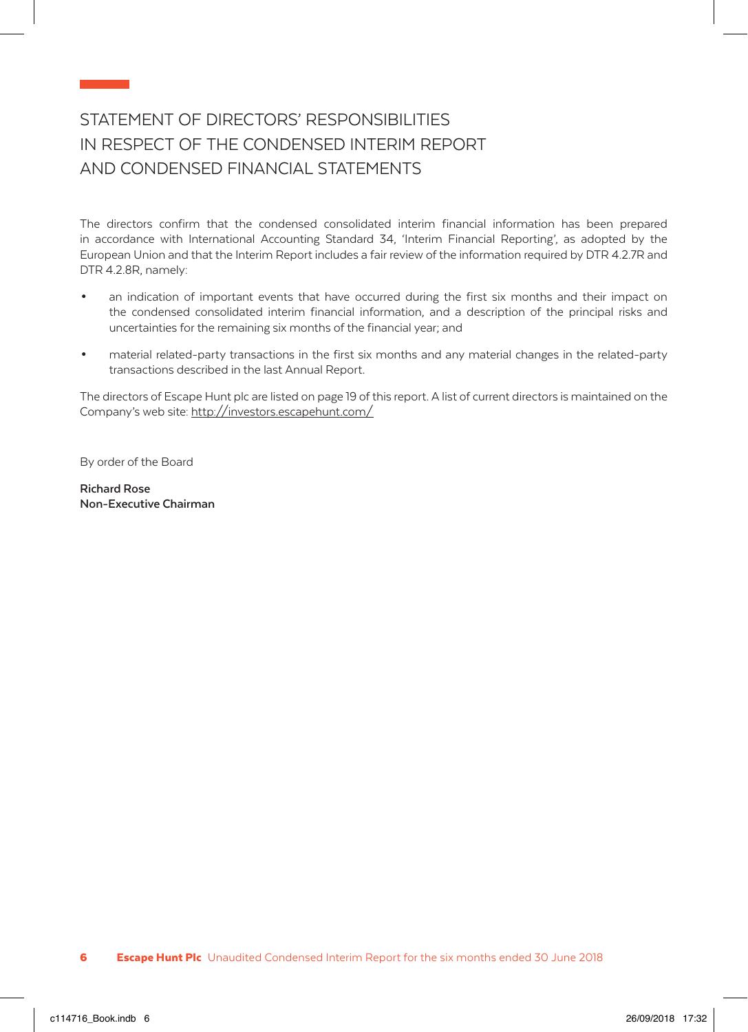# STATEMENT OF DIRECTORS' RESPONSIBILITIES IN RESPECT OF THE CONDENSED INTERIM REPORT AND CONDENSED FINANCIAL STATEMENTS

The directors confirm that the condensed consolidated interim financial information has been prepared in accordance with International Accounting Standard 34, 'Interim Financial Reporting', as adopted by the European Union and that the Interim Report includes a fair review of the information required by DTR 4.2.7R and DTR 4.2.8R, namely:

- an indication of important events that have occurred during the first six months and their impact on the condensed consolidated interim financial information, and a description of the principal risks and uncertainties for the remaining six months of the financial year; and
- material related-party transactions in the first six months and any material changes in the related-party transactions described in the last Annual Report.

The directors of Escape Hunt plc are listed on page 19 of this report. A list of current directors is maintained on the Company's web site: http://investors.escapehunt.com/

By order of the Board

**Richard Rose**
**Non-Executive Chairman**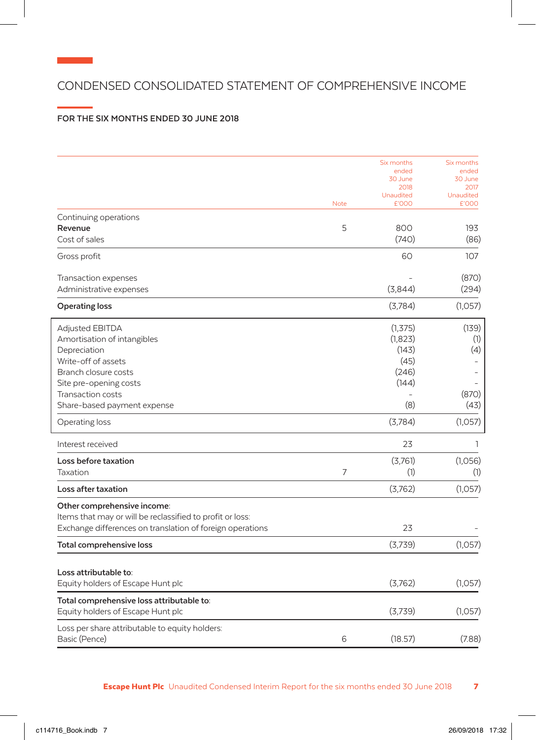# CONDENSED CONSOLIDATED STATEMENT OF COMPREHENSIVE INCOME

## FOR THE SIX MONTHS ENDED 30 JUNE 2018

| | Note | Six months ended 30 June 2018 Unaudited £'000 | Six months ended 30 June 2017 Unaudited £'000 |
|---|---|---|---|
| Continuing operations | | | |
| **Revenue** | 5 | 800 | 193 |
| Cost of sales | | (740) | (86) |
| Gross profit | | 60 | 107 |
| Transaction expenses | | – | (870) |
| Administrative expenses | | (3,844) | (294) |
| **Operating loss** | | (3,784) | (1,057) |
| Adjusted EBITDA | | (1,375) | (139) |
| Amortisation of intangibles | | (1,823) | (1) |
| Depreciation | | (143) | (4) |
| Write-off of assets | | (45) | – |
| Branch closure costs | | (246) | – |
| Site pre-opening costs | | (144) | – |
| Transaction costs | | – | (870) |
| Share-based payment expense | | (8) | (43) |
| Operating loss | | (3,784) | (1,057) |
| Interest received | | 23 | 1 |
| **Loss before taxation** | | (3,761) | (1,056) |
| Taxation | 7 | (1) | (1) |
| **Loss after taxation** | | (3,762) | (1,057) |
| **Other comprehensive income**: | | | |
| Items that may or will be reclassified to profit or loss: | | | |
| Exchange differences on translation of foreign operations | | 23 | – |
| **Total comprehensive loss** | | (3,739) | (1,057) |
| **Loss attributable to**: | | | |
| Equity holders of Escape Hunt plc | | (3,762) | (1,057) |
| **Total comprehensive loss attributable to**: | | | |
| Equity holders of Escape Hunt plc | | (3,739) | (1,057) |
| Loss per share attributable to equity holders: | | | |
| Basic (Pence) | 6 | (18.57) | (7.88) |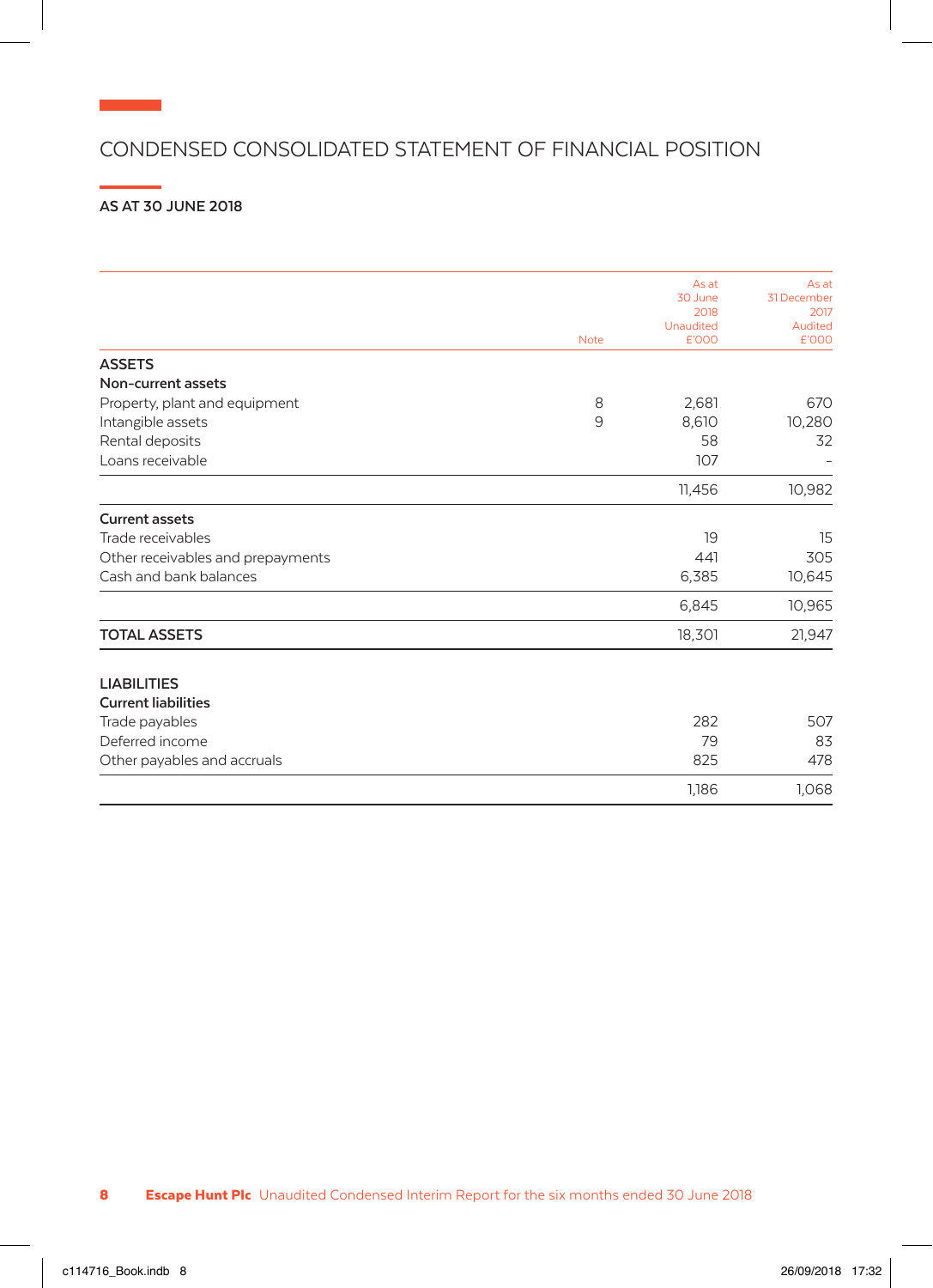# CONDENSED CONSOLIDATED STATEMENT OF FINANCIAL POSITION

## AS AT 30 JUNE 2018

| | Note | As at 30 June 2018 Unaudited £'000 | As at 31 December 2017 Audited £'000 |
|---|---|---|---|
| **ASSETS** | | | |
| **Non-current assets** | | | |
| Property, plant and equipment | 8 | 2,681 | 670 |
| Intangible assets | 9 | 8,610 | 10,280 |
| Rental deposits | | 58 | 32 |
| Loans receivable | | 107 | - |
| | | 11,456 | 10,982 |
| **Current assets** | | | |
| Trade receivables | | 19 | 15 |
| Other receivables and prepayments | | 441 | 305 |
| Cash and bank balances | | 6,385 | 10,645 |
| | | 6,845 | 10,965 |
| **TOTAL ASSETS** | | 18,301 | 21,947 |
| **LIABILITIES** | | | |
| **Current liabilities** | | | |
| Trade payables | | 282 | 507 |
| Deferred income | | 79 | 83 |
| Other payables and accruals | | 825 | 478 |
| | | 1,186 | 1,068 |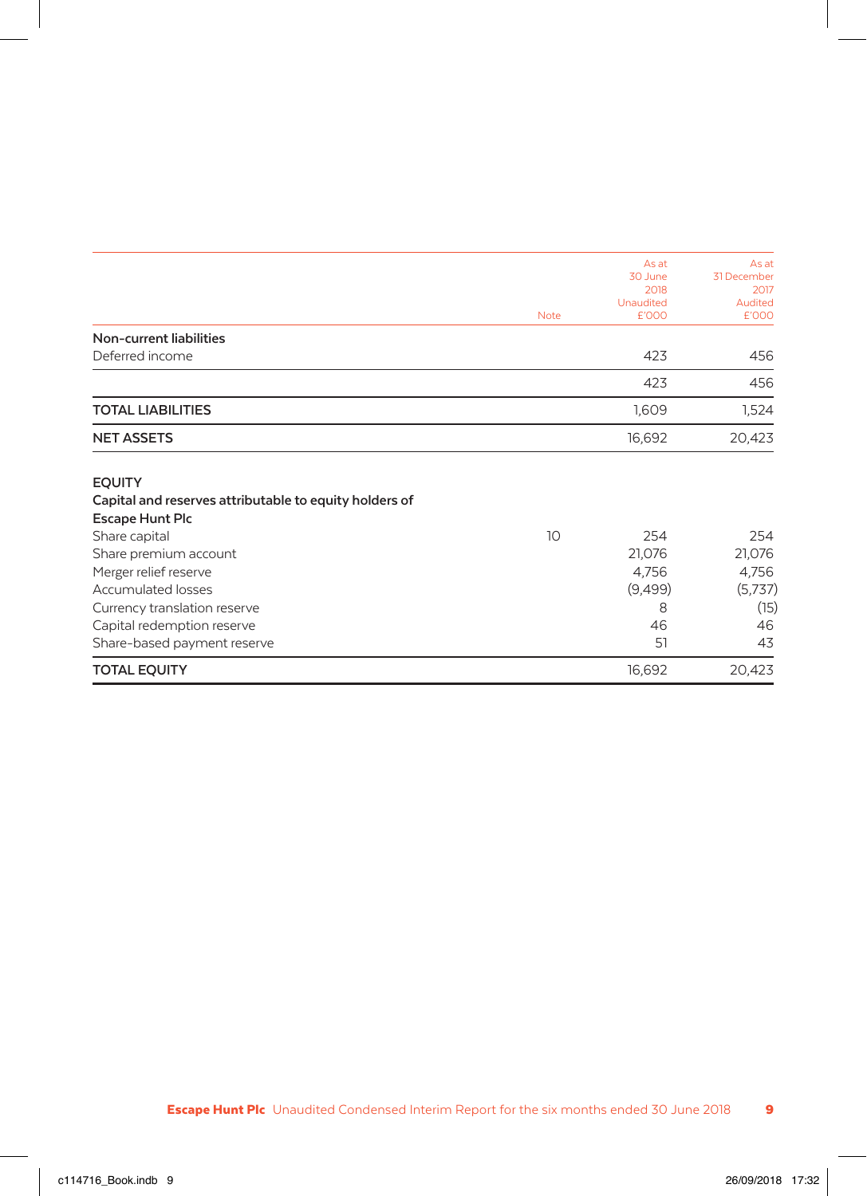| | Note | As at 30 June 2018 Unaudited £'000 | As at 31 December 2017 Audited £'000 |
|---|---|---|---|
| **Non-current liabilities** | | | |
| Deferred income | | 423 | 456 |
| | | 423 | 456 |
| **TOTAL LIABILITIES** | | 1,609 | 1,524 |
| **NET ASSETS** | | 16,692 | 20,423 |
| | | | |
| **EQUITY** | | | |
| **Capital and reserves attributable to equity holders of Escape Hunt Plc** | | | |
| Share capital | 10 | 254 | 254 |
| Share premium account | | 21,076 | 21,076 |
| Merger relief reserve | | 4,756 | 4,756 |
| Accumulated losses | | (9,499) | (5,737) |
| Currency translation reserve | | 8 | (15) |
| Capital redemption reserve | | 46 | 46 |
| Share-based payment reserve | | 51 | 43 |
| **TOTAL EQUITY** | | 16,692 | 20,423 |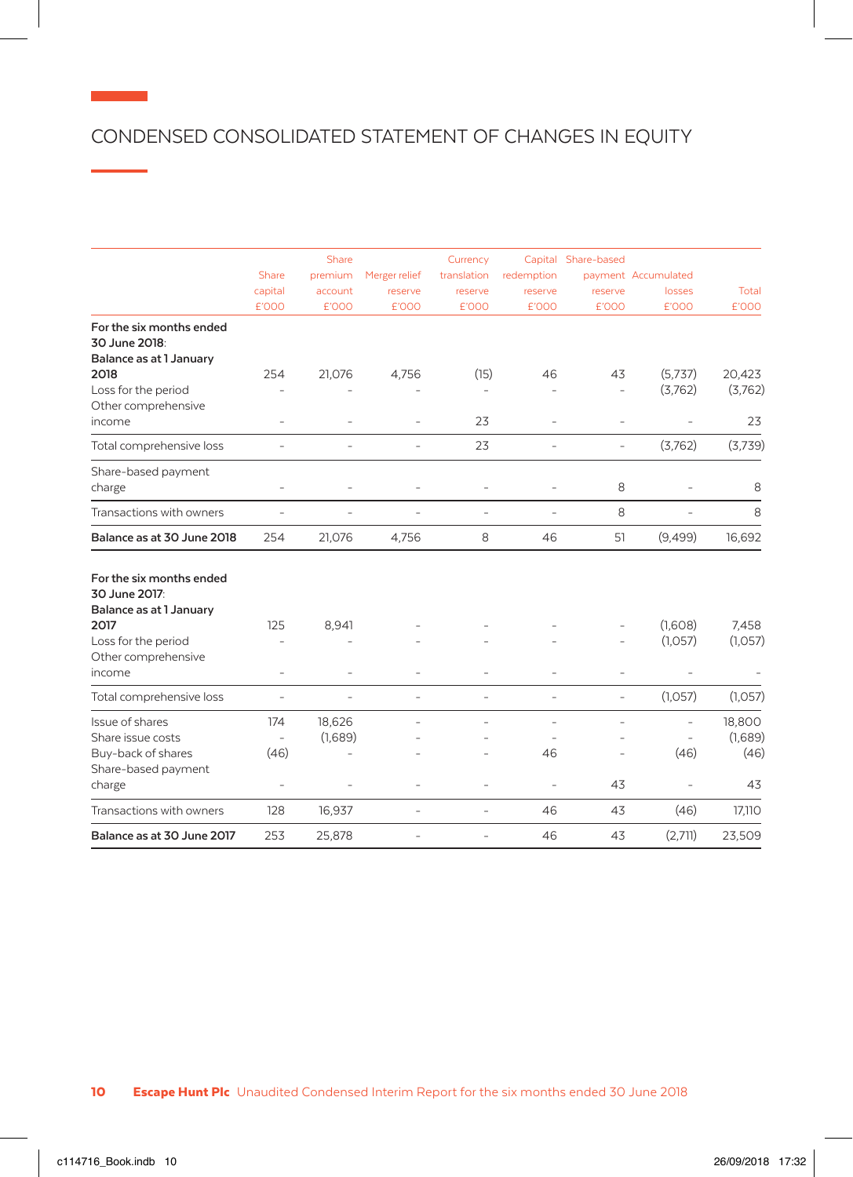# CONDENSED CONSOLIDATED STATEMENT OF CHANGES IN EQUITY

| | Share capital £'000 | Share premium account £'000 | Merger relief reserve £'000 | Currency translation reserve £'000 | Capital redemption reserve £'000 | Share-based payment reserve £'000 | Accumulated losses £'000 | Total £'000 |
|---|---|---|---|---|---|---|---|---|
| **For the six months ended 30 June 2018:** | | | | | | | | |
| **Balance as at 1 January 2018** | 254 | 21,076 | 4,756 | (15) | 46 | 43 | (5,737) | 20,423 |
| Loss for the period | – | – | – | – | – | – | (3,762) | (3,762) |
| Other comprehensive income | – | – | – | 23 | – | – | – | 23 |
| Total comprehensive loss | – | – | – | 23 | – | – | (3,762) | (3,739) |
| Share-based payment charge | – | – | – | – | – | 8 | – | 8 |
| Transactions with owners | – | – | – | – | – | 8 | – | 8 |
| **Balance as at 30 June 2018** | 254 | 21,076 | 4,756 | 8 | 46 | 51 | (9,499) | 16,692 |
| **For the six months ended 30 June 2017:** | | | | | | | | |
| **Balance as at 1 January 2017** | 125 | 8,941 | – | – | – | – | (1,608) | 7,458 |
| Loss for the period | – | – | – | – | – | – | (1,057) | (1,057) |
| Other comprehensive income | – | – | – | – | – | – | – | – |
| Total comprehensive loss | – | – | – | – | – | – | (1,057) | (1,057) |
| Issue of shares | 174 | 18,626 | – | – | – | – | – | 18,800 |
| Share issue costs | – | (1,689) | – | – | – | – | – | (1,689) |
| Buy-back of shares | (46) | – | – | – | 46 | – | (46) | (46) |
| Share-based payment charge | – | – | – | – | – | 43 | – | 43 |
| Transactions with owners | 128 | 16,937 | – | – | 46 | 43 | (46) | 17,110 |
| **Balance as at 30 June 2017** | 253 | 25,878 | – | – | 46 | 43 | (2,711) | 23,509 |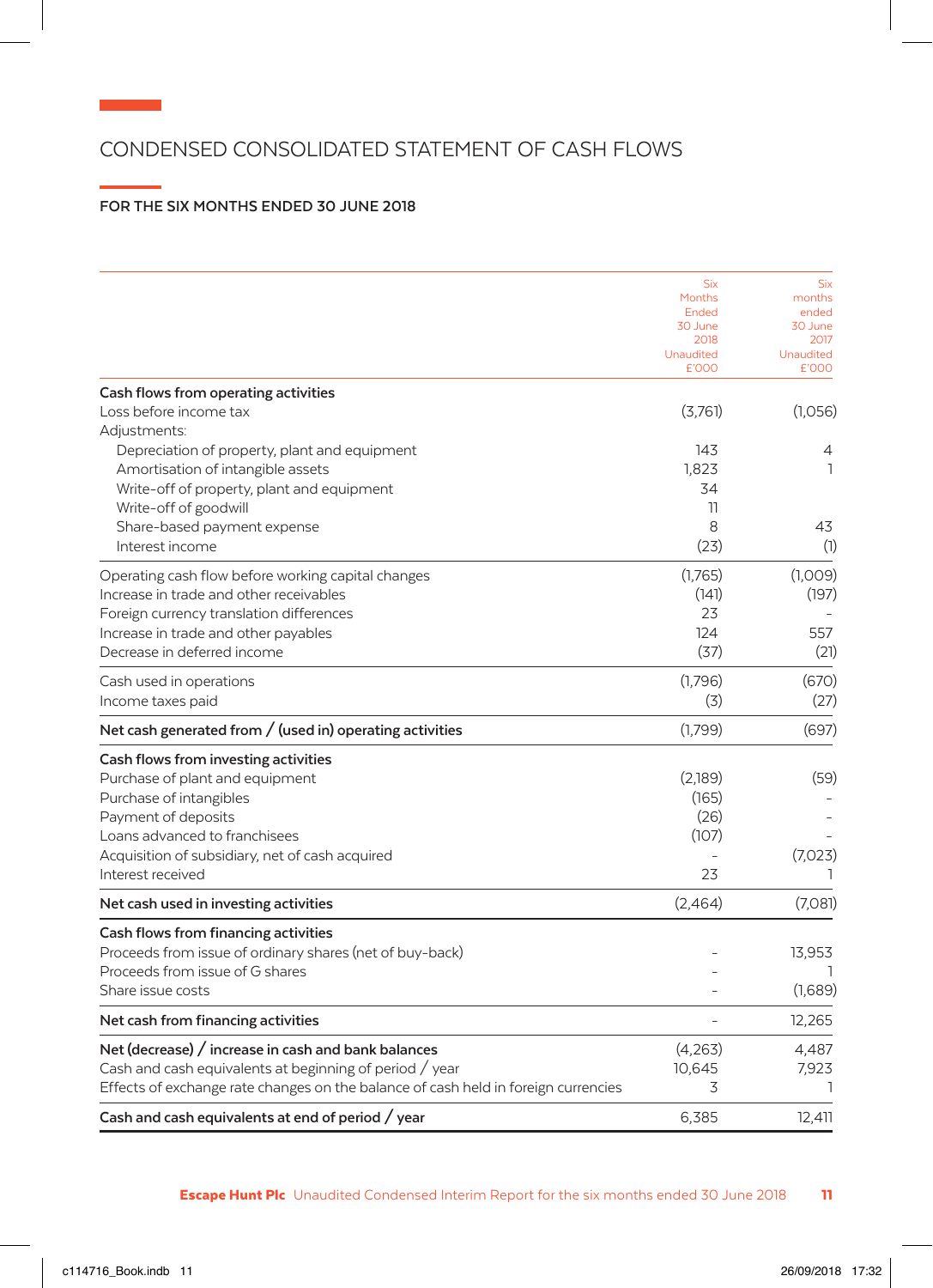# CONDENSED CONSOLIDATED STATEMENT OF CASH FLOWS

## FOR THE SIX MONTHS ENDED 30 JUNE 2018

| | Six Months Ended 30 June 2018 Unaudited £'000 | Six months ended 30 June 2017 Unaudited £'000 |
|---|---|---|
| **Cash flows from operating activities** | | |
| Loss before income tax | (3,761) | (1,056) |
| Adjustments: | | |
| Depreciation of property, plant and equipment | 143 | 4 |
| Amortisation of intangible assets | 1,823 | 1 |
| Write-off of property, plant and equipment | 34 | |
| Write-off of goodwill | 11 | |
| Share-based payment expense | 8 | 43 |
| Interest income | (23) | (1) |
| Operating cash flow before working capital changes | (1,765) | (1,009) |
| Increase in trade and other receivables | (141) | (197) |
| Foreign currency translation differences | 23 | – |
| Increase in trade and other payables | 124 | 557 |
| Decrease in deferred income | (37) | (21) |
| Cash used in operations | (1,796) | (670) |
| Income taxes paid | (3) | (27) |
| **Net cash generated from / (used in) operating activities** | (1,799) | (697) |
| **Cash flows from investing activities** | | |
| Purchase of plant and equipment | (2,189) | (59) |
| Purchase of intangibles | (165) | – |
| Payment of deposits | (26) | – |
| Loans advanced to franchisees | (107) | – |
| Acquisition of subsidiary, net of cash acquired | – | (7,023) |
| Interest received | 23 | 1 |
| **Net cash used in investing activities** | (2,464) | (7,081) |
| **Cash flows from financing activities** | | |
| Proceeds from issue of ordinary shares (net of buy-back) | – | 13,953 |
| Proceeds from issue of G shares | – | 1 |
| Share issue costs | – | (1,689) |
| **Net cash from financing activities** | – | 12,265 |
| **Net (decrease) / increase in cash and bank balances** | (4,263) | 4,487 |
| Cash and cash equivalents at beginning of period / year | 10,645 | 7,923 |
| Effects of exchange rate changes on the balance of cash held in foreign currencies | 3 | 1 |
| **Cash and cash equivalents at end of period / year** | 6,385 | 12,411 |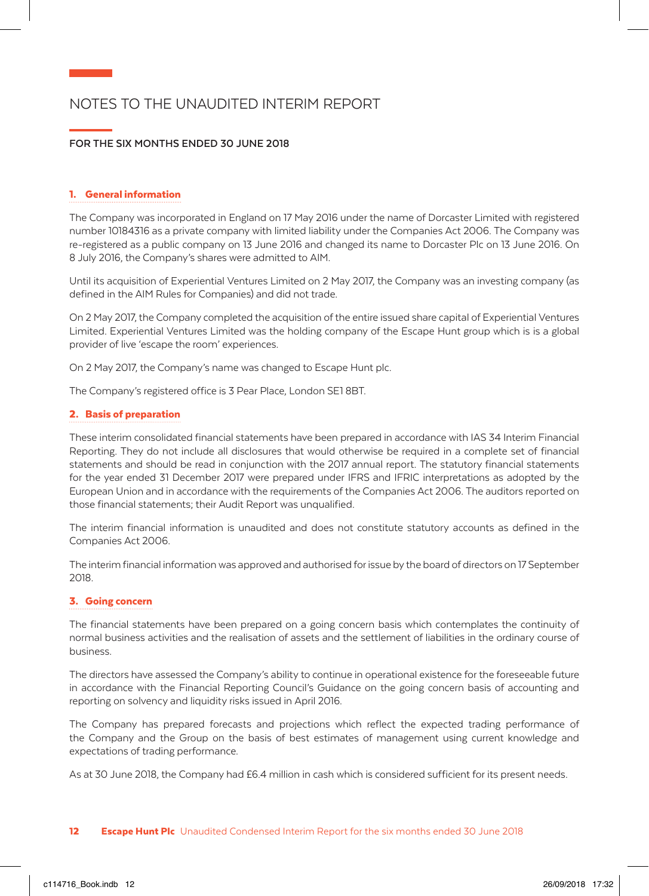# NOTES TO THE UNAUDITED INTERIM REPORT

**FOR THE SIX MONTHS ENDED 30 JUNE 2018**

## 1. General information

The Company was incorporated in England on 17 May 2016 under the name of Dorcaster Limited with registered number 10184316 as a private company with limited liability under the Companies Act 2006. The Company was re-registered as a public company on 13 June 2016 and changed its name to Dorcaster Plc on 13 June 2016. On 8 July 2016, the Company's shares were admitted to AIM.

Until its acquisition of Experiential Ventures Limited on 2 May 2017, the Company was an investing company (as defined in the AIM Rules for Companies) and did not trade.

On 2 May 2017, the Company completed the acquisition of the entire issued share capital of Experiential Ventures Limited. Experiential Ventures Limited was the holding company of the Escape Hunt group which is is a global provider of live 'escape the room' experiences.

On 2 May 2017, the Company's name was changed to Escape Hunt plc.

The Company's registered office is 3 Pear Place, London SE1 8BT.

## 2. Basis of preparation

These interim consolidated financial statements have been prepared in accordance with IAS 34 Interim Financial Reporting. They do not include all disclosures that would otherwise be required in a complete set of financial statements and should be read in conjunction with the 2017 annual report. The statutory financial statements for the year ended 31 December 2017 were prepared under IFRS and IFRIC interpretations as adopted by the European Union and in accordance with the requirements of the Companies Act 2006. The auditors reported on those financial statements; their Audit Report was unqualified.

The interim financial information is unaudited and does not constitute statutory accounts as defined in the Companies Act 2006.

The interim financial information was approved and authorised for issue by the board of directors on 17 September 2018.

## 3. Going concern

The financial statements have been prepared on a going concern basis which contemplates the continuity of normal business activities and the realisation of assets and the settlement of liabilities in the ordinary course of business.

The directors have assessed the Company's ability to continue in operational existence for the foreseeable future in accordance with the Financial Reporting Council's Guidance on the going concern basis of accounting and reporting on solvency and liquidity risks issued in April 2016.

The Company has prepared forecasts and projections which reflect the expected trading performance of the Company and the Group on the basis of best estimates of management using current knowledge and expectations of trading performance.

As at 30 June 2018, the Company had £6.4 million in cash which is considered sufficient for its present needs.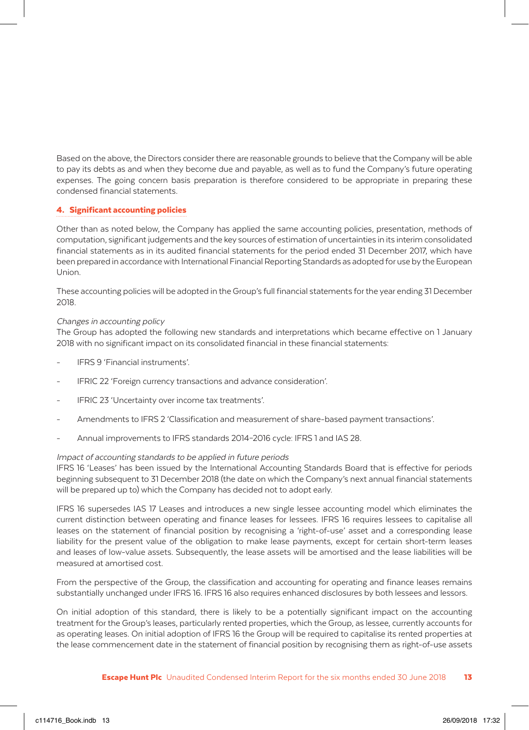Based on the above, the Directors consider there are reasonable grounds to believe that the Company will be able to pay its debts as and when they become due and payable, as well as to fund the Company's future operating expenses. The going concern basis preparation is therefore considered to be appropriate in preparing these condensed financial statements.

## 4. Significant accounting policies

Other than as noted below, the Company has applied the same accounting policies, presentation, methods of computation, significant judgements and the key sources of estimation of uncertainties in its interim consolidated financial statements as in its audited financial statements for the period ended 31 December 2017, which have been prepared in accordance with International Financial Reporting Standards as adopted for use by the European Union.

These accounting policies will be adopted in the Group's full financial statements for the year ending 31 December 2018.

*Changes in accounting policy*

The Group has adopted the following new standards and interpretations which became effective on 1 January 2018 with no significant impact on its consolidated financial in these financial statements:

- IFRS 9 'Financial instruments'.
- IFRIC 22 'Foreign currency transactions and advance consideration'.
- IFRIC 23 'Uncertainty over income tax treatments'.
- Amendments to IFRS 2 'Classification and measurement of share-based payment transactions'.
- Annual improvements to IFRS standards 2014-2016 cycle: IFRS 1 and IAS 28.

*Impact of accounting standards to be applied in future periods*

IFRS 16 'Leases' has been issued by the International Accounting Standards Board that is effective for periods beginning subsequent to 31 December 2018 (the date on which the Company's next annual financial statements will be prepared up to) which the Company has decided not to adopt early.

IFRS 16 supersedes IAS 17 Leases and introduces a new single lessee accounting model which eliminates the current distinction between operating and finance leases for lessees. IFRS 16 requires lessees to capitalise all leases on the statement of financial position by recognising a 'right-of-use' asset and a corresponding lease liability for the present value of the obligation to make lease payments, except for certain short-term leases and leases of low-value assets. Subsequently, the lease assets will be amortised and the lease liabilities will be measured at amortised cost.

From the perspective of the Group, the classification and accounting for operating and finance leases remains substantially unchanged under IFRS 16. IFRS 16 also requires enhanced disclosures by both lessees and lessors.

On initial adoption of this standard, there is likely to be a potentially significant impact on the accounting treatment for the Group's leases, particularly rented properties, which the Group, as lessee, currently accounts for as operating leases. On initial adoption of IFRS 16 the Group will be required to capitalise its rented properties at the lease commencement date in the statement of financial position by recognising them as right-of-use assets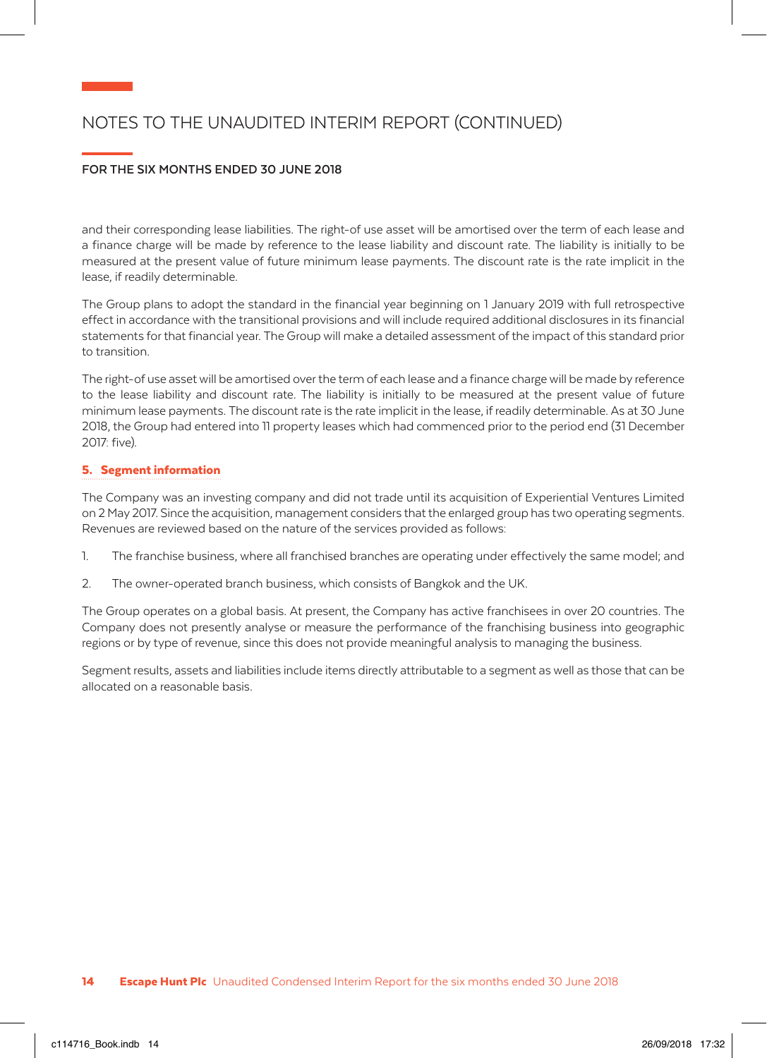# NOTES TO THE UNAUDITED INTERIM REPORT (CONTINUED)

**FOR THE SIX MONTHS ENDED 30 JUNE 2018**

and their corresponding lease liabilities. The right-of use asset will be amortised over the term of each lease and a finance charge will be made by reference to the lease liability and discount rate. The liability is initially to be measured at the present value of future minimum lease payments. The discount rate is the rate implicit in the lease, if readily determinable.

The Group plans to adopt the standard in the financial year beginning on 1 January 2019 with full retrospective effect in accordance with the transitional provisions and will include required additional disclosures in its financial statements for that financial year. The Group will make a detailed assessment of the impact of this standard prior to transition.

The right-of use asset will be amortised over the term of each lease and a finance charge will be made by reference to the lease liability and discount rate. The liability is initially to be measured at the present value of future minimum lease payments. The discount rate is the rate implicit in the lease, if readily determinable. As at 30 June 2018, the Group had entered into 11 property leases which had commenced prior to the period end (31 December 2017: five).

## 5. Segment information

The Company was an investing company and did not trade until its acquisition of Experiential Ventures Limited on 2 May 2017. Since the acquisition, management considers that the enlarged group has two operating segments. Revenues are reviewed based on the nature of the services provided as follows:

1. The franchise business, where all franchised branches are operating under effectively the same model; and

2. The owner-operated branch business, which consists of Bangkok and the UK.

The Group operates on a global basis. At present, the Company has active franchisees in over 20 countries. The Company does not presently analyse or measure the performance of the franchising business into geographic regions or by type of revenue, since this does not provide meaningful analysis to managing the business.

Segment results, assets and liabilities include items directly attributable to a segment as well as those that can be allocated on a reasonable basis.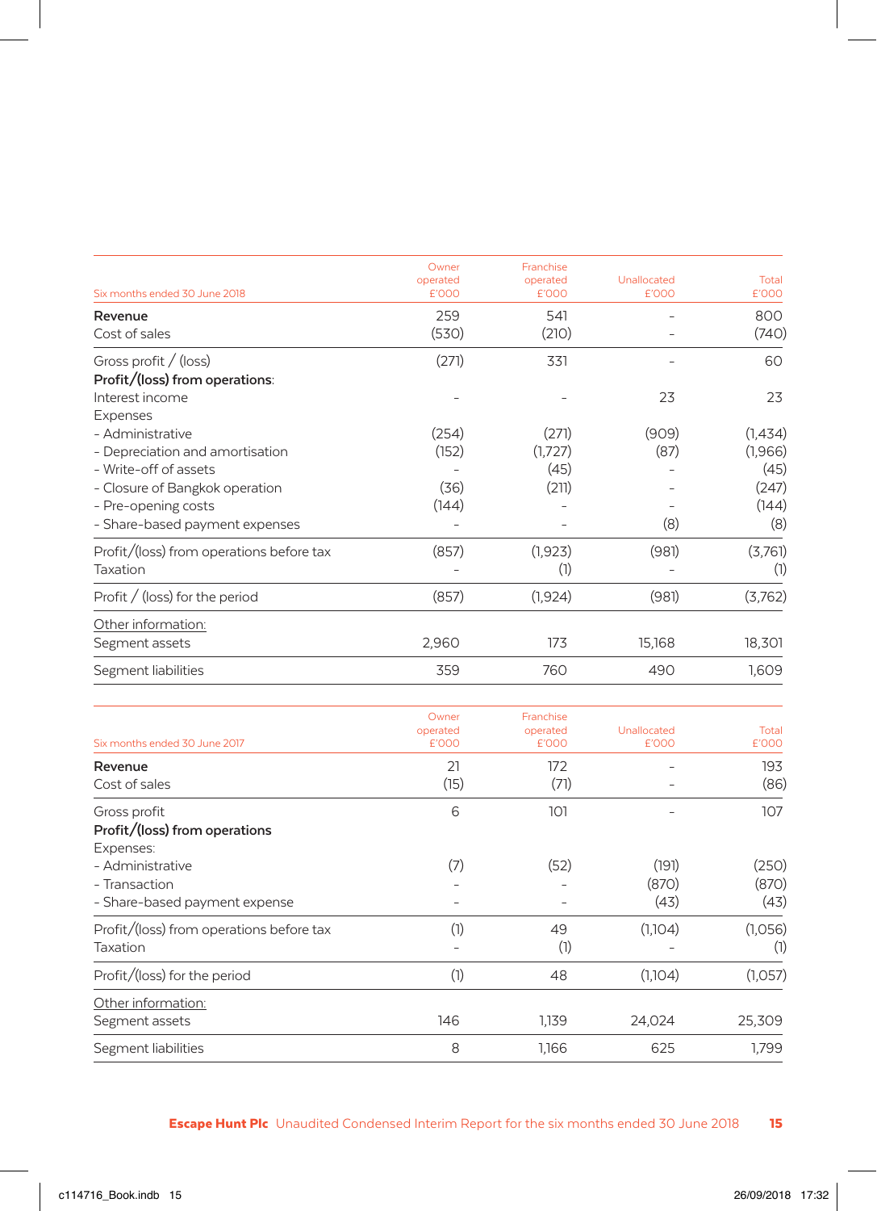| Six months ended 30 June 2018 | Owner operated £'000 | Franchise operated £'000 | Unallocated £'000 | Total £'000 |
|---|---|---|---|---|
| **Revenue** | 259 | 541 | – | 800 |
| Cost of sales | (530) | (210) | – | (740) |
| Gross profit / (loss) | (271) | 331 | – | 60 |
| **Profit/(loss) from operations**: | | | | |
| Interest income | – | – | 23 | 23 |
| Expenses | | | | |
| - Administrative | (254) | (271) | (909) | (1,434) |
| - Depreciation and amortisation | (152) | (1,727) | (87) | (1,966) |
| - Write-off of assets | – | (45) | – | (45) |
| - Closure of Bangkok operation | (36) | (211) | – | (247) |
| - Pre-opening costs | (144) | – | – | (144) |
| - Share-based payment expenses | – | – | (8) | (8) |
| Profit/(loss) from operations before tax | (857) | (1,923) | (981) | (3,761) |
| Taxation | – | (1) | – | (1) |
| Profit / (loss) for the period | (857) | (1,924) | (981) | (3,762) |
| Other information: | | | | |
| Segment assets | 2,960 | 173 | 15,168 | 18,301 |
| Segment liabilities | 359 | 760 | 490 | 1,609 |

| Six months ended 30 June 2017 | Owner operated £'000 | Franchise operated £'000 | Unallocated £'000 | Total £'000 |
|---|---|---|---|---|
| **Revenue** | 21 | 172 | – | 193 |
| Cost of sales | (15) | (71) | – | (86) |
| Gross profit | 6 | 101 | – | 107 |
| **Profit/(loss) from operations** | | | | |
| Expenses: | | | | |
| - Administrative | (7) | (52) | (191) | (250) |
| - Transaction | – | – | (870) | (870) |
| - Share-based payment expense | – | – | (43) | (43) |
| Profit/(loss) from operations before tax | (1) | 49 | (1,104) | (1,056) |
| Taxation | – | (1) | – | (1) |
| Profit/(loss) for the period | (1) | 48 | (1,104) | (1,057) |
| Other information: | | | | |
| Segment assets | 146 | 1,139 | 24,024 | 25,309 |
| Segment liabilities | 8 | 1,166 | 625 | 1,799 |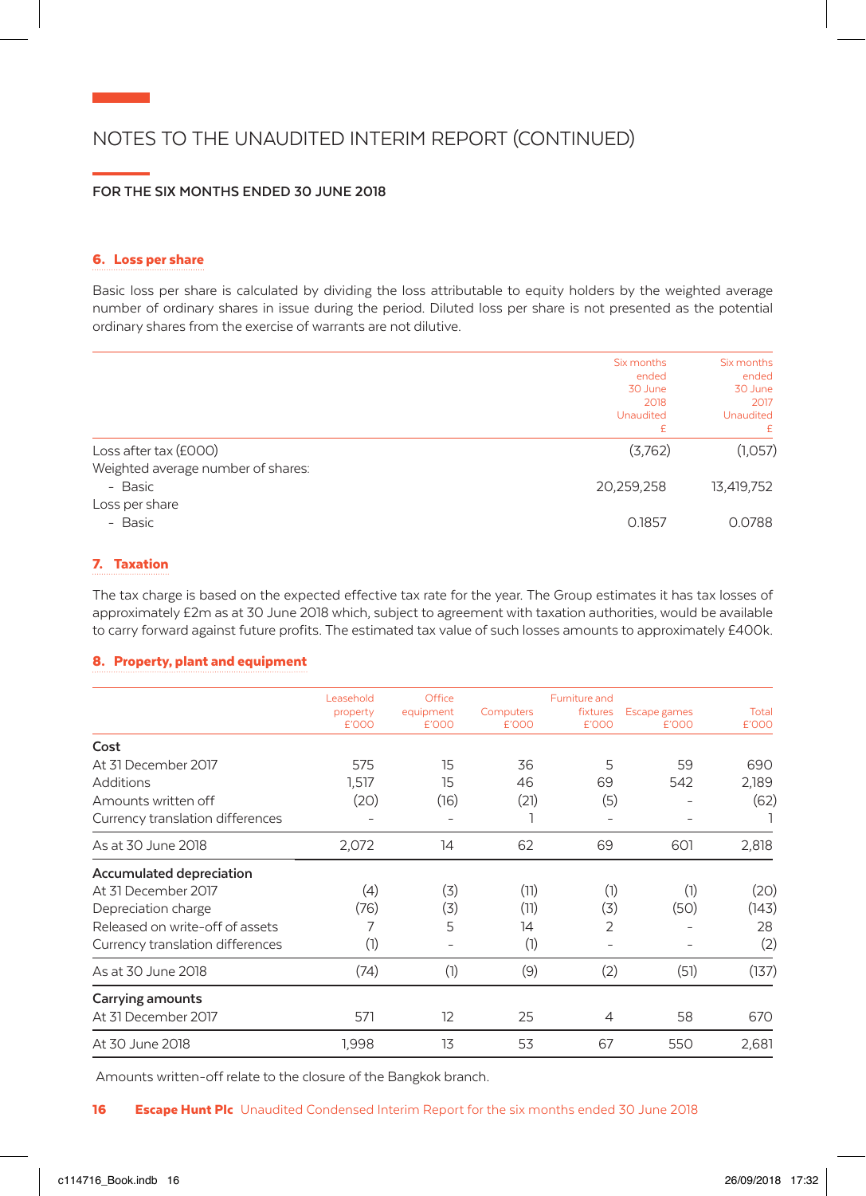# NOTES TO THE UNAUDITED INTERIM REPORT (CONTINUED)

**FOR THE SIX MONTHS ENDED 30 JUNE 2018**

## 6. Loss per share

Basic loss per share is calculated by dividing the loss attributable to equity holders by the weighted average number of ordinary shares in issue during the period. Diluted loss per share is not presented as the potential ordinary shares from the exercise of warrants are not dilutive.

| | Six months ended 30 June 2018 Unaudited £ | Six months ended 30 June 2017 Unaudited £ |
|---|---|---|
| Loss after tax (£000) | (3,762) | (1,057) |
| Weighted average number of shares: | | |
| - Basic | 20,259,258 | 13,419,752 |
| Loss per share | | |
| - Basic | 0.1857 | 0.0788 |

## 7. Taxation

The tax charge is based on the expected effective tax rate for the year. The Group estimates it has tax losses of approximately £2m as at 30 June 2018 which, subject to agreement with taxation authorities, would be available to carry forward against future profits. The estimated tax value of such losses amounts to approximately £400k.

## 8. Property, plant and equipment

| | Leasehold property £'000 | Office equipment £'000 | Computers £'000 | Furniture and fixtures £'000 | Escape games £'000 | Total £'000 |
|---|---|---|---|---|---|---|
| **Cost** | | | | | | |
| At 31 December 2017 | 575 | 15 | 36 | 5 | 59 | 690 |
| Additions | 1,517 | 15 | 46 | 69 | 542 | 2,189 |
| Amounts written off | (20) | (16) | (21) | (5) | – | (62) |
| Currency translation differences | – | – | 1 | – | – | 1 |
| As at 30 June 2018 | 2,072 | 14 | 62 | 69 | 601 | 2,818 |
| **Accumulated depreciation** | | | | | | |
| At 31 December 2017 | (4) | (3) | (11) | (1) | (1) | (20) |
| Depreciation charge | (76) | (3) | (11) | (3) | (50) | (143) |
| Released on write-off of assets | 7 | 5 | 14 | 2 | – | 28 |
| Currency translation differences | (1) | – | (1) | – | – | (2) |
| As at 30 June 2018 | (74) | (1) | (9) | (2) | (51) | (137) |
| **Carrying amounts** | | | | | | |
| At 31 December 2017 | 571 | 12 | 25 | 4 | 58 | 670 |
| At 30 June 2018 | 1,998 | 13 | 53 | 67 | 550 | 2,681 |

Amounts written-off relate to the closure of the Bangkok branch.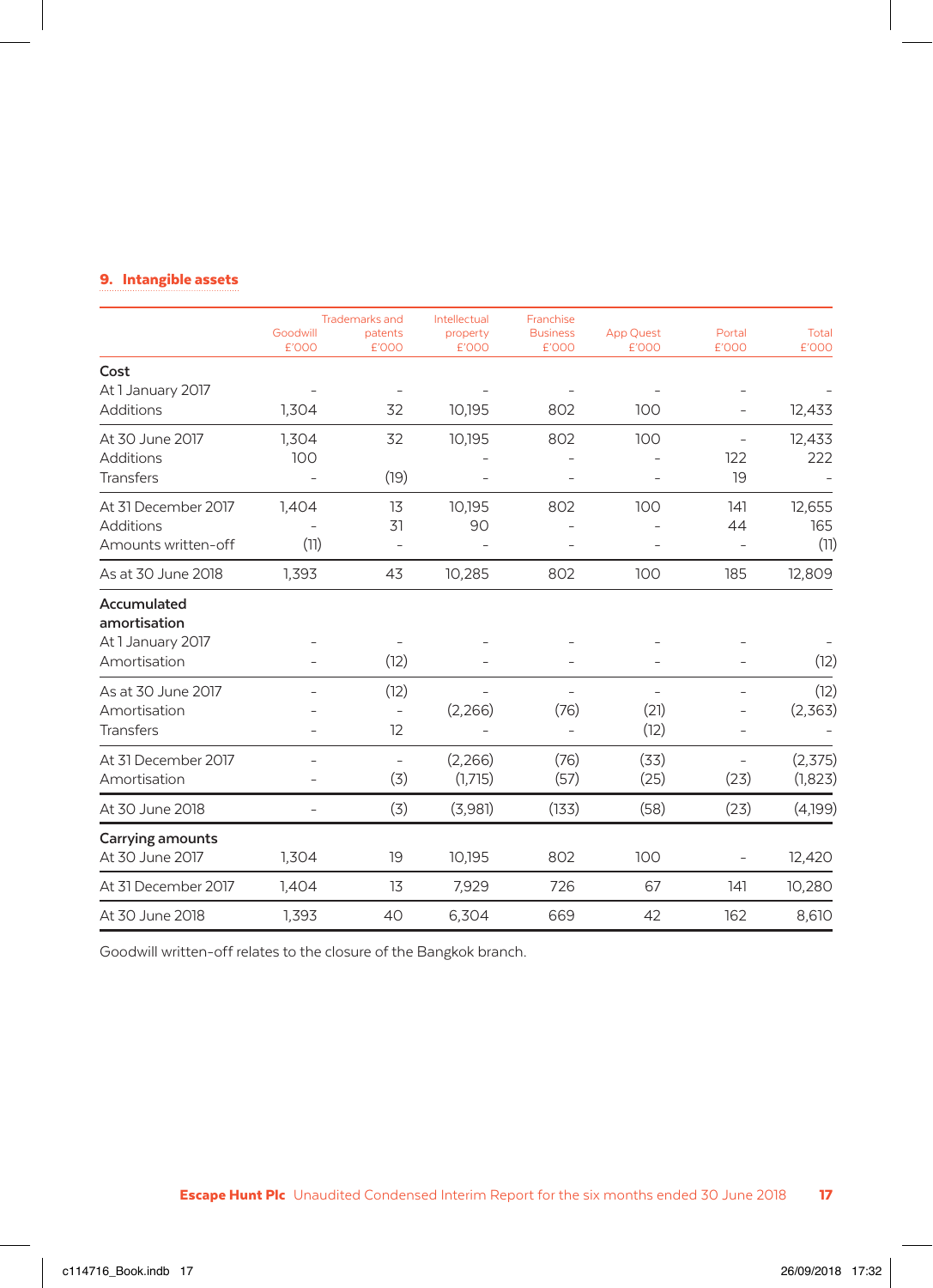## 9. Intangible assets

| | Goodwill £'000 | Trademarks and patents £'000 | Intellectual property £'000 | Franchise Business £'000 | App Quest £'000 | Portal £'000 | Total £'000 |
|---|---|---|---|---|---|---|---|
| **Cost** | | | | | | | |
| At 1 January 2017 | – | – | – | – | – | – | – |
| Additions | 1,304 | 32 | 10,195 | 802 | 100 | – | 12,433 |
| At 30 June 2017 | 1,304 | 32 | 10,195 | 802 | 100 | – | 12,433 |
| Additions | 100 | | – | – | – | 122 | 222 |
| Transfers | – | (19) | – | – | – | 19 | – |
| At 31 December 2017 | 1,404 | 13 | 10,195 | 802 | 100 | 141 | 12,655 |
| Additions | – | 31 | 90 | – | – | 44 | 165 |
| Amounts written-off | (11) | – | – | – | – | – | (11) |
| As at 30 June 2018 | 1,393 | 43 | 10,285 | 802 | 100 | 185 | 12,809 |
| **Accumulated amortisation** | | | | | | | |
| At 1 January 2017 | – | – | – | – | – | – | – |
| Amortisation | – | (12) | – | – | – | – | (12) |
| As at 30 June 2017 | – | (12) | – | – | – | – | (12) |
| Amortisation | – | – | (2,266) | (76) | (21) | – | (2,363) |
| Transfers | – | 12 | – | – | (12) | – | – |
| At 31 December 2017 | – | – | (2,266) | (76) | (33) | – | (2,375) |
| Amortisation | – | (3) | (1,715) | (57) | (25) | (23) | (1,823) |
| At 30 June 2018 | – | (3) | (3,981) | (133) | (58) | (23) | (4,199) |
| **Carrying amounts** | | | | | | | |
| At 30 June 2017 | 1,304 | 19 | 10,195 | 802 | 100 | – | 12,420 |
| At 31 December 2017 | 1,404 | 13 | 7,929 | 726 | 67 | 141 | 10,280 |
| At 30 June 2018 | 1,393 | 40 | 6,304 | 669 | 42 | 162 | 8,610 |

Goodwill written-off relates to the closure of the Bangkok branch.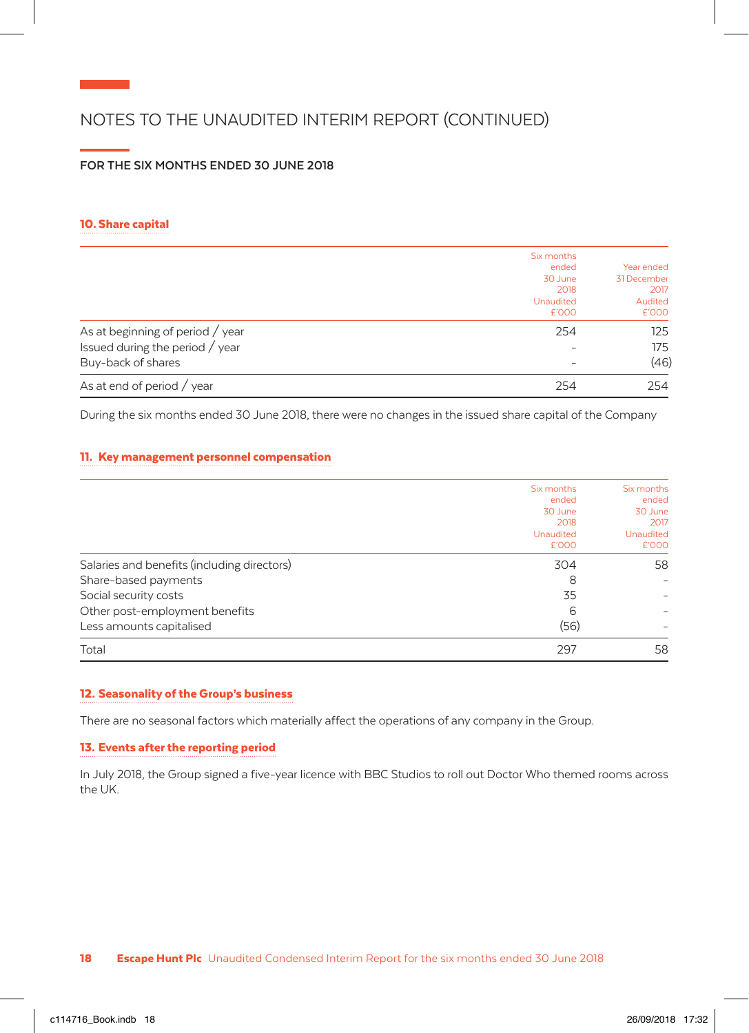# NOTES TO THE UNAUDITED INTERIM REPORT (CONTINUED)

**FOR THE SIX MONTHS ENDED 30 JUNE 2018**

## 10. Share capital

| | Six months ended 30 June 2018 Unaudited £'000 | Year ended 31 December 2017 Audited £'000 |
|---|---|---|
| As at beginning of period / year | 254 | 125 |
| Issued during the period / year | – | 175 |
| Buy-back of shares | – | (46) |
| As at end of period / year | 254 | 254 |

During the six months ended 30 June 2018, there were no changes in the issued share capital of the Company

## 11. Key management personnel compensation

| | Six months ended 30 June 2018 Unaudited £'000 | Six months ended 30 June 2017 Unaudited £'000 |
|---|---|---|
| Salaries and benefits (including directors) | 304 | 58 |
| Share-based payments | 8 | – |
| Social security costs | 35 | – |
| Other post-employment benefits | 6 | – |
| Less amounts capitalised | (56) | – |
| Total | 297 | 58 |

## 12. Seasonality of the Group's business

There are no seasonal factors which materially affect the operations of any company in the Group.

## 13. Events after the reporting period

In July 2018, the Group signed a five-year licence with BBC Studios to roll out Doctor Who themed rooms across the UK.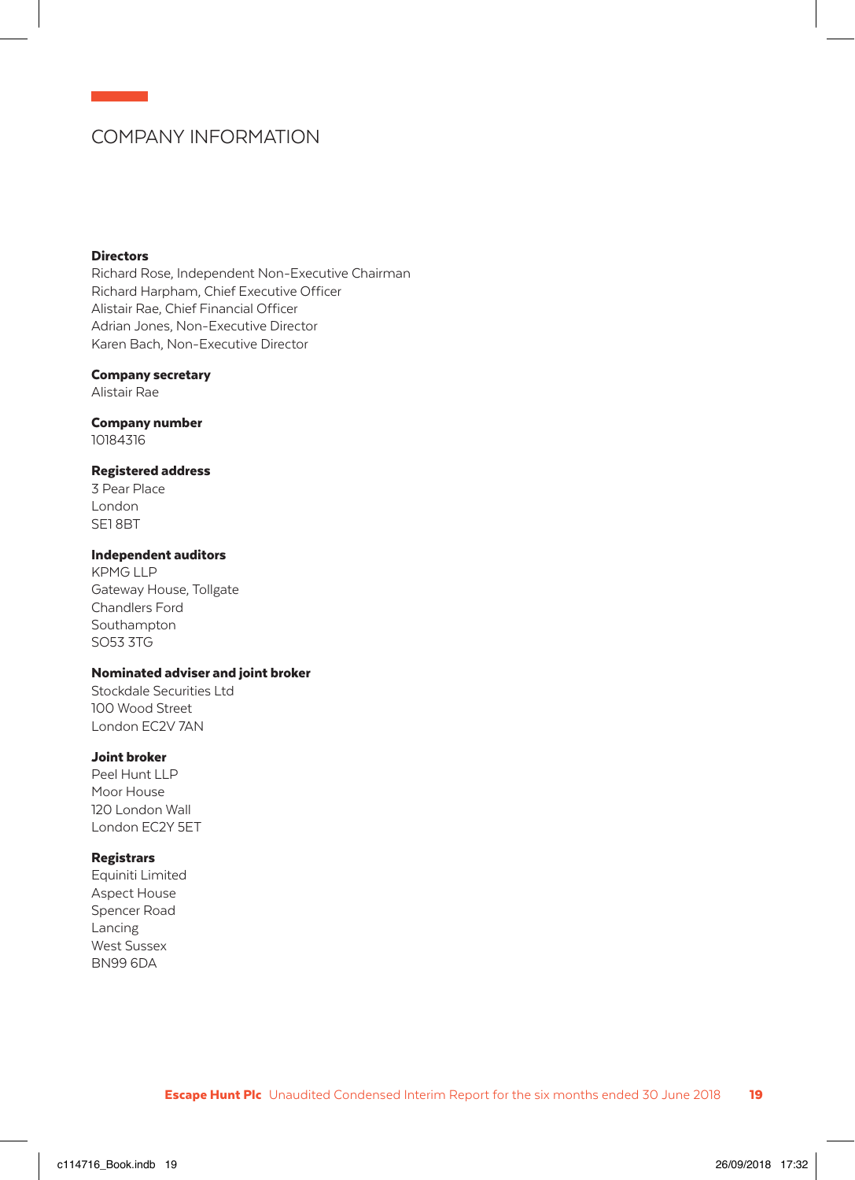# COMPANY INFORMATION

**Directors**
Richard Rose, Independent Non-Executive Chairman
Richard Harpham, Chief Executive Officer
Alistair Rae, Chief Financial Officer
Adrian Jones, Non-Executive Director
Karen Bach, Non-Executive Director

**Company secretary**
Alistair Rae

**Company number**
10184316

**Registered address**
3 Pear Place
London
SE1 8BT

**Independent auditors**
KPMG LLP
Gateway House, Tollgate
Chandlers Ford
Southampton
SO53 3TG

**Nominated adviser and joint broker**
Stockdale Securities Ltd
100 Wood Street
London EC2V 7AN

**Joint broker**
Peel Hunt LLP
Moor House
120 London Wall
London EC2Y 5ET

**Registrars**
Equiniti Limited
Aspect House
Spencer Road
Lancing
West Sussex
BN99 6DA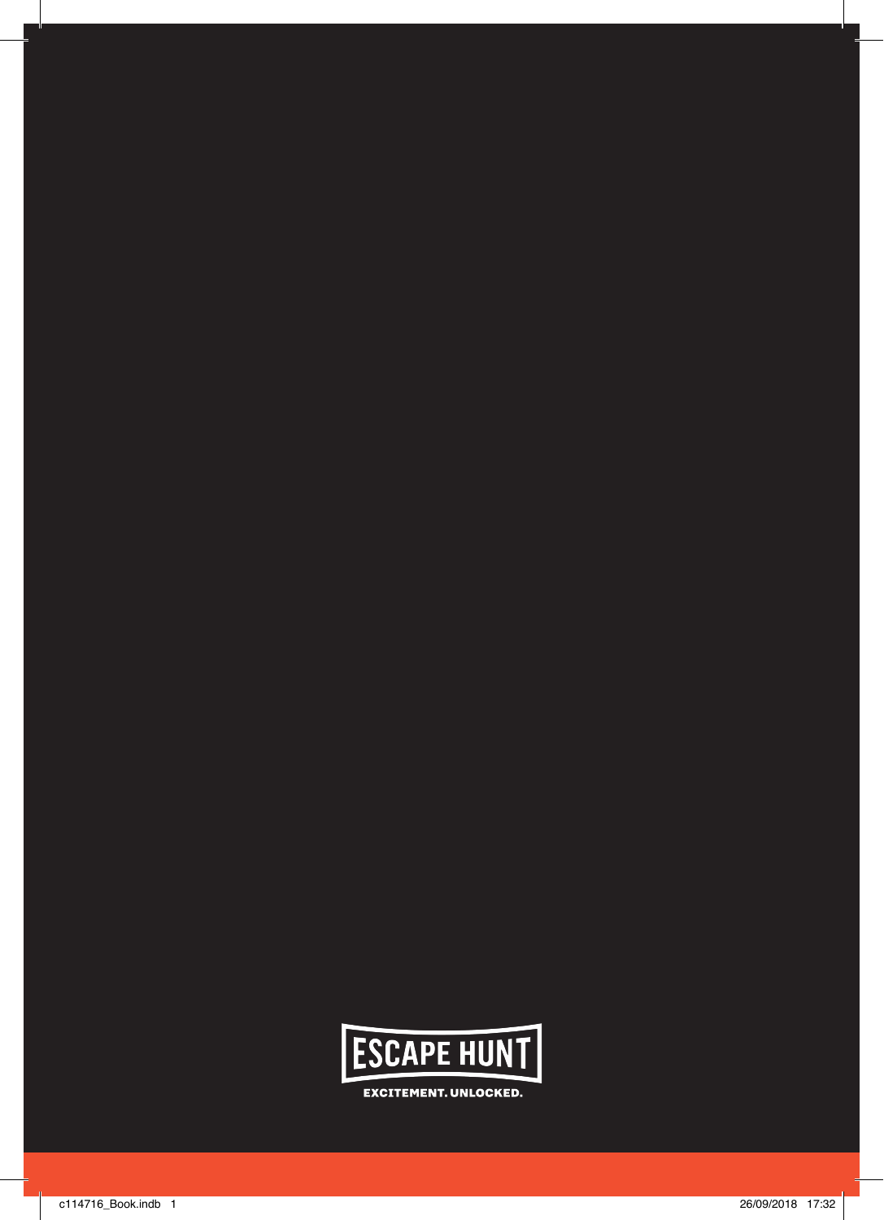ESCAPE HUNT

EXCITEMENT. UNLOCKED.